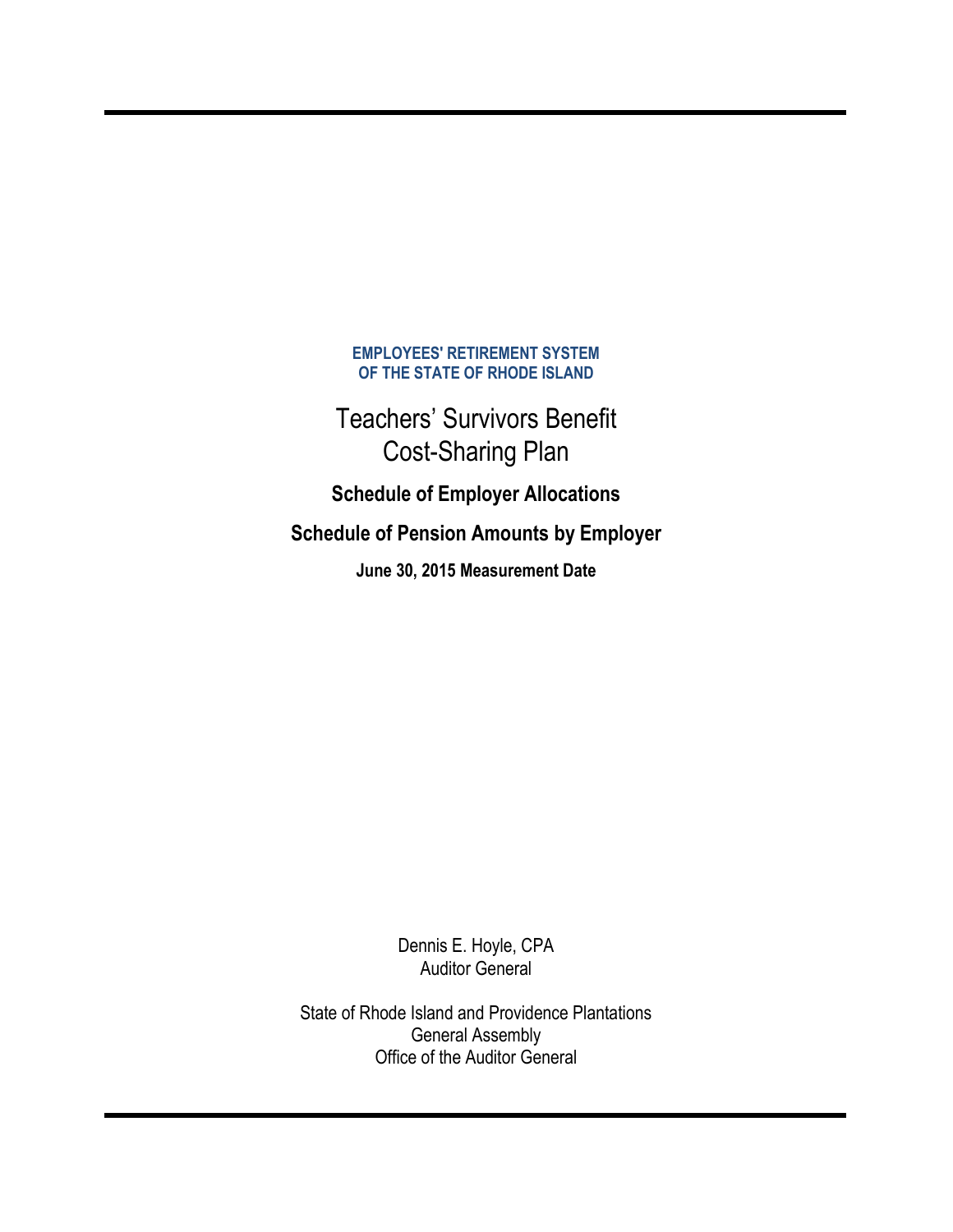**EMPLOYEES' RETIREMENT SYSTEM**
**OF THE STATE OF RHODE ISLAND**

# Teachers' Survivors Benefit Cost-Sharing Plan

## Schedule of Employer Allocations

## Schedule of Pension Amounts by Employer

**June 30, 2015 Measurement Date**

Dennis E. Hoyle, CPA
Auditor General

State of Rhode Island and Providence Plantations
General Assembly
Office of the Auditor General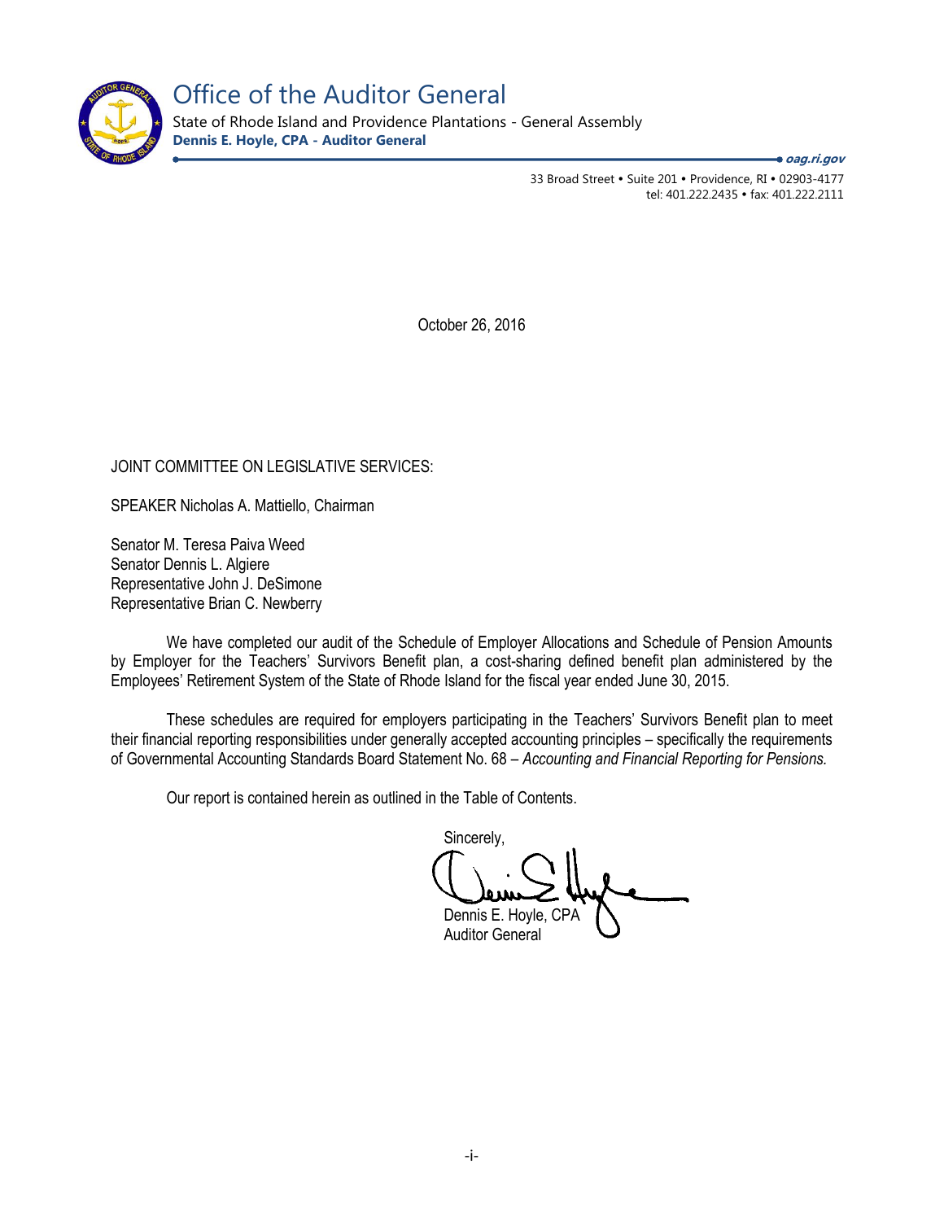# Office of the Auditor General

State of Rhode Island and Providence Plantations - General Assembly
**Dennis E. Hoyle, CPA - Auditor General**

***oag.ri.gov***

33 Broad Street • Suite 201 • Providence, RI • 02903-4177
tel: 401.222.2435 • fax: 401.222.2111

October 26, 2016

JOINT COMMITTEE ON LEGISLATIVE SERVICES:

SPEAKER Nicholas A. Mattiello, Chairman

Senator M. Teresa Paiva Weed
Senator Dennis L. Algiere
Representative John J. DeSimone
Representative Brian C. Newberry

We have completed our audit of the Schedule of Employer Allocations and Schedule of Pension Amounts by Employer for the Teachers' Survivors Benefit plan, a cost-sharing defined benefit plan administered by the Employees' Retirement System of the State of Rhode Island for the fiscal year ended June 30, 2015.

These schedules are required for employers participating in the Teachers' Survivors Benefit plan to meet their financial reporting responsibilities under generally accepted accounting principles – specifically the requirements of Governmental Accounting Standards Board Statement No. 68 – *Accounting and Financial Reporting for Pensions.*

Our report is contained herein as outlined in the Table of Contents.

Sincerely,

Dennis E. Hoyle, CPA
Auditor General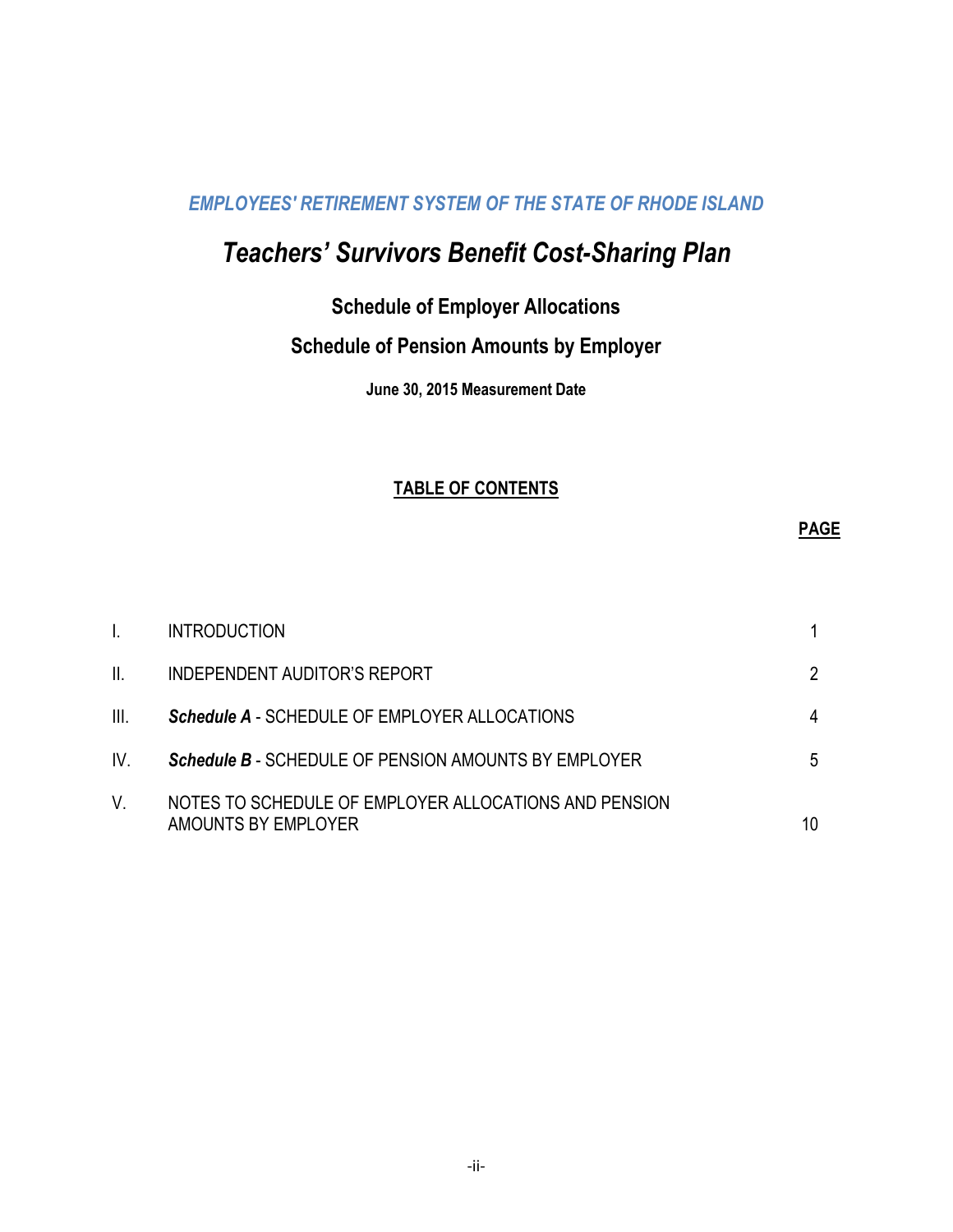*EMPLOYEES' RETIREMENT SYSTEM OF THE STATE OF RHODE ISLAND*

# *Teachers' Survivors Benefit Cost-Sharing Plan*

## Schedule of Employer Allocations

## Schedule of Pension Amounts by Employer

**June 30, 2015 Measurement Date**

### TABLE OF CONTENTS

| | | PAGE |
|---|---|---|
| I. | INTRODUCTION | 1 |
| II. | INDEPENDENT AUDITOR'S REPORT | 2 |
| III. | ***Schedule A*** - SCHEDULE OF EMPLOYER ALLOCATIONS | 4 |
| IV. | ***Schedule B*** - SCHEDULE OF PENSION AMOUNTS BY EMPLOYER | 5 |
| V. | NOTES TO SCHEDULE OF EMPLOYER ALLOCATIONS AND PENSION AMOUNTS BY EMPLOYER | 10 |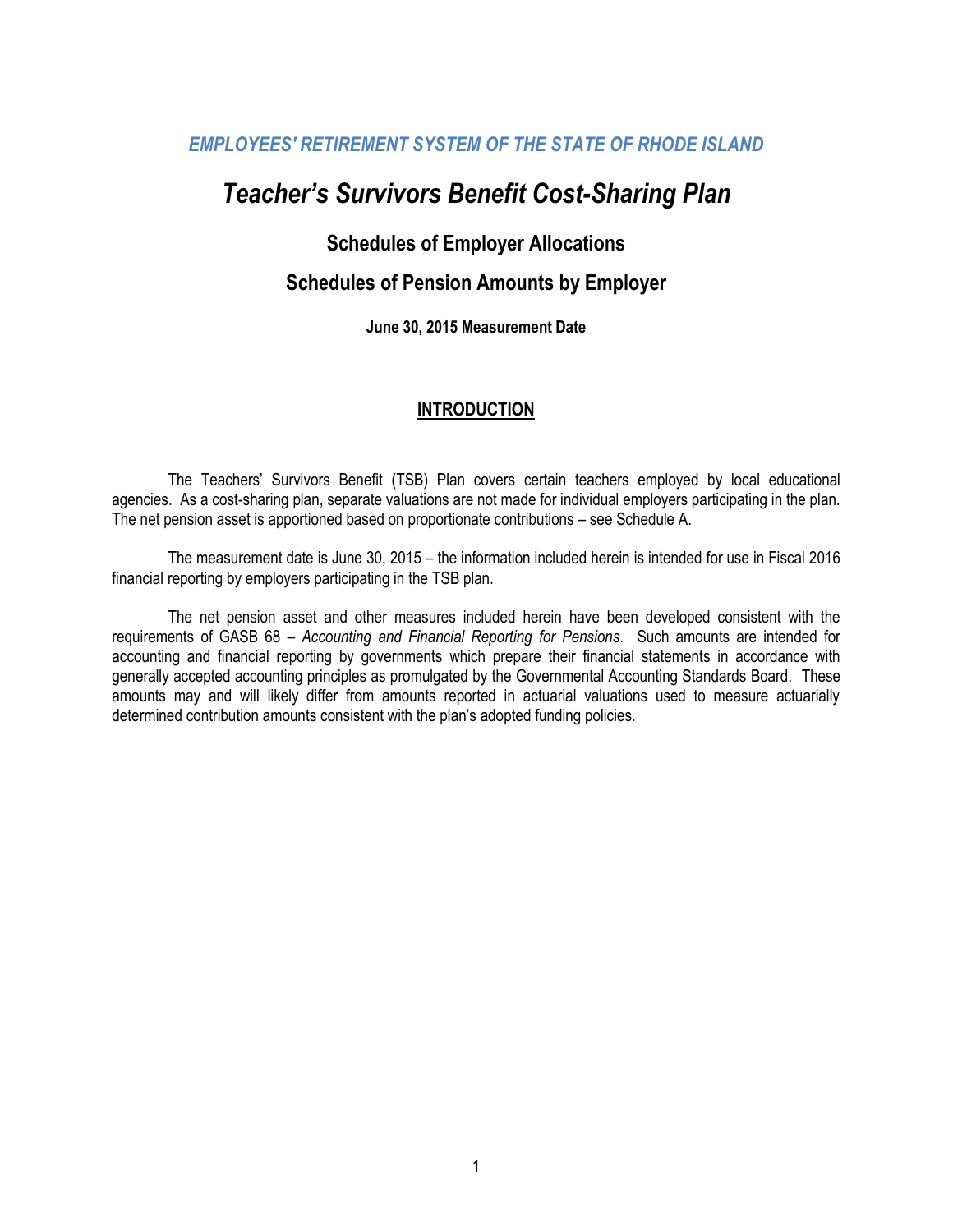*EMPLOYEES' RETIREMENT SYSTEM OF THE STATE OF RHODE ISLAND*

# *Teacher's Survivors Benefit Cost-Sharing Plan*

## Schedules of Employer Allocations

## Schedules of Pension Amounts by Employer

**June 30, 2015 Measurement Date**

### INTRODUCTION

The Teachers' Survivors Benefit (TSB) Plan covers certain teachers employed by local educational agencies. As a cost-sharing plan, separate valuations are not made for individual employers participating in the plan. The net pension asset is apportioned based on proportionate contributions – see Schedule A.

The measurement date is June 30, 2015 – the information included herein is intended for use in Fiscal 2016 financial reporting by employers participating in the TSB plan.

The net pension asset and other measures included herein have been developed consistent with the requirements of GASB 68 – *Accounting and Financial Reporting for Pensions*. Such amounts are intended for accounting and financial reporting by governments which prepare their financial statements in accordance with generally accepted accounting principles as promulgated by the Governmental Accounting Standards Board. These amounts may and will likely differ from amounts reported in actuarial valuations used to measure actuarially determined contribution amounts consistent with the plan's adopted funding policies.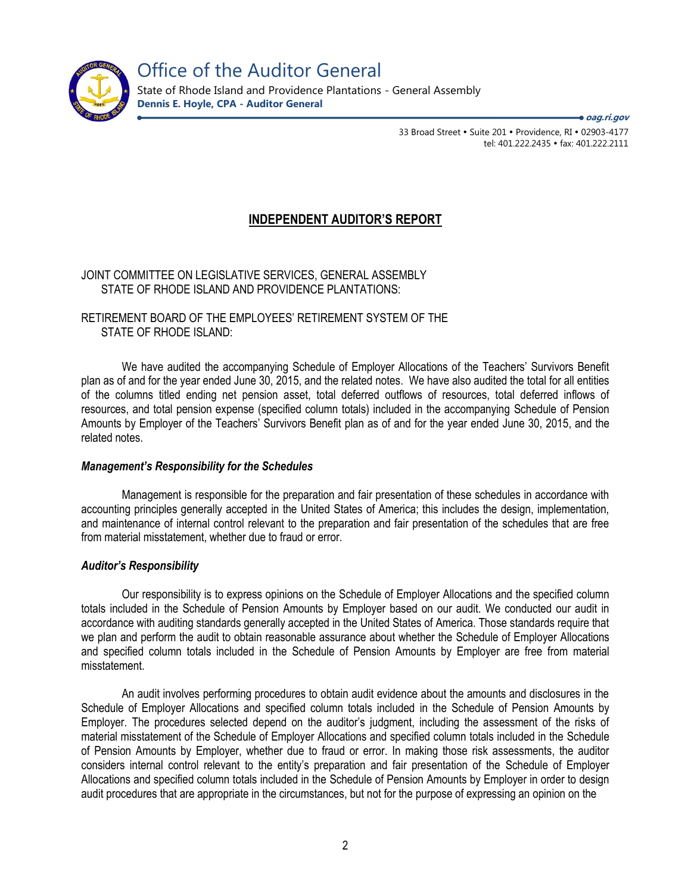# Office of the Auditor General

State of Rhode Island and Providence Plantations - General Assembly
**Dennis E. Hoyle, CPA - Auditor General**

***oag.ri.gov***

33 Broad Street • Suite 201 • Providence, RI • 02903-4177
tel: 401.222.2435 • fax: 401.222.2111

## INDEPENDENT AUDITOR'S REPORT

JOINT COMMITTEE ON LEGISLATIVE SERVICES, GENERAL ASSEMBLY
STATE OF RHODE ISLAND AND PROVIDENCE PLANTATIONS:

RETIREMENT BOARD OF THE EMPLOYEES' RETIREMENT SYSTEM OF THE
STATE OF RHODE ISLAND:

We have audited the accompanying Schedule of Employer Allocations of the Teachers' Survivors Benefit plan as of and for the year ended June 30, 2015, and the related notes. We have also audited the total for all entities of the columns titled ending net pension asset, total deferred outflows of resources, total deferred inflows of resources, and total pension expense (specified column totals) included in the accompanying Schedule of Pension Amounts by Employer of the Teachers' Survivors Benefit plan as of and for the year ended June 30, 2015, and the related notes.

### *Management's Responsibility for the Schedules*

Management is responsible for the preparation and fair presentation of these schedules in accordance with accounting principles generally accepted in the United States of America; this includes the design, implementation, and maintenance of internal control relevant to the preparation and fair presentation of the schedules that are free from material misstatement, whether due to fraud or error.

### *Auditor's Responsibility*

Our responsibility is to express opinions on the Schedule of Employer Allocations and the specified column totals included in the Schedule of Pension Amounts by Employer based on our audit. We conducted our audit in accordance with auditing standards generally accepted in the United States of America. Those standards require that we plan and perform the audit to obtain reasonable assurance about whether the Schedule of Employer Allocations and specified column totals included in the Schedule of Pension Amounts by Employer are free from material misstatement.

An audit involves performing procedures to obtain audit evidence about the amounts and disclosures in the Schedule of Employer Allocations and specified column totals included in the Schedule of Pension Amounts by Employer. The procedures selected depend on the auditor's judgment, including the assessment of the risks of material misstatement of the Schedule of Employer Allocations and specified column totals included in the Schedule of Pension Amounts by Employer, whether due to fraud or error. In making those risk assessments, the auditor considers internal control relevant to the entity's preparation and fair presentation of the Schedule of Employer Allocations and specified column totals included in the Schedule of Pension Amounts by Employer in order to design audit procedures that are appropriate in the circumstances, but not for the purpose of expressing an opinion on the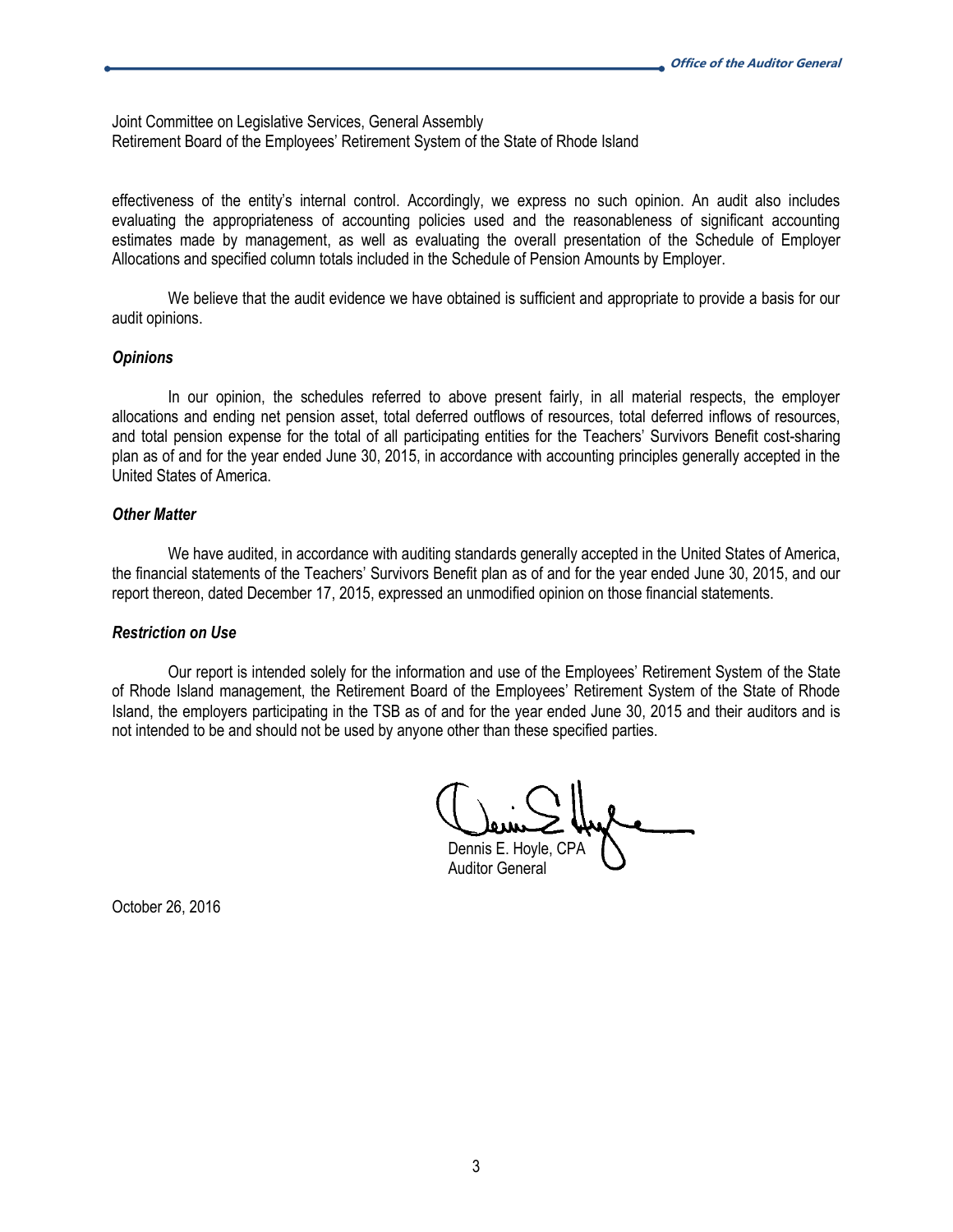Joint Committee on Legislative Services, General Assembly
Retirement Board of the Employees' Retirement System of the State of Rhode Island

effectiveness of the entity's internal control. Accordingly, we express no such opinion. An audit also includes evaluating the appropriateness of accounting policies used and the reasonableness of significant accounting estimates made by management, as well as evaluating the overall presentation of the Schedule of Employer Allocations and specified column totals included in the Schedule of Pension Amounts by Employer.

We believe that the audit evidence we have obtained is sufficient and appropriate to provide a basis for our audit opinions.

### *Opinions*

In our opinion, the schedules referred to above present fairly, in all material respects, the employer allocations and ending net pension asset, total deferred outflows of resources, total deferred inflows of resources, and total pension expense for the total of all participating entities for the Teachers' Survivors Benefit cost-sharing plan as of and for the year ended June 30, 2015, in accordance with accounting principles generally accepted in the United States of America.

### *Other Matter*

We have audited, in accordance with auditing standards generally accepted in the United States of America, the financial statements of the Teachers' Survivors Benefit plan as of and for the year ended June 30, 2015, and our report thereon, dated December 17, 2015, expressed an unmodified opinion on those financial statements.

### *Restriction on Use*

Our report is intended solely for the information and use of the Employees' Retirement System of the State of Rhode Island management, the Retirement Board of the Employees' Retirement System of the State of Rhode Island, the employers participating in the TSB as of and for the year ended June 30, 2015 and their auditors and is not intended to be and should not be used by anyone other than these specified parties.

Dennis E. Hoyle, CPA
Auditor General

October 26, 2016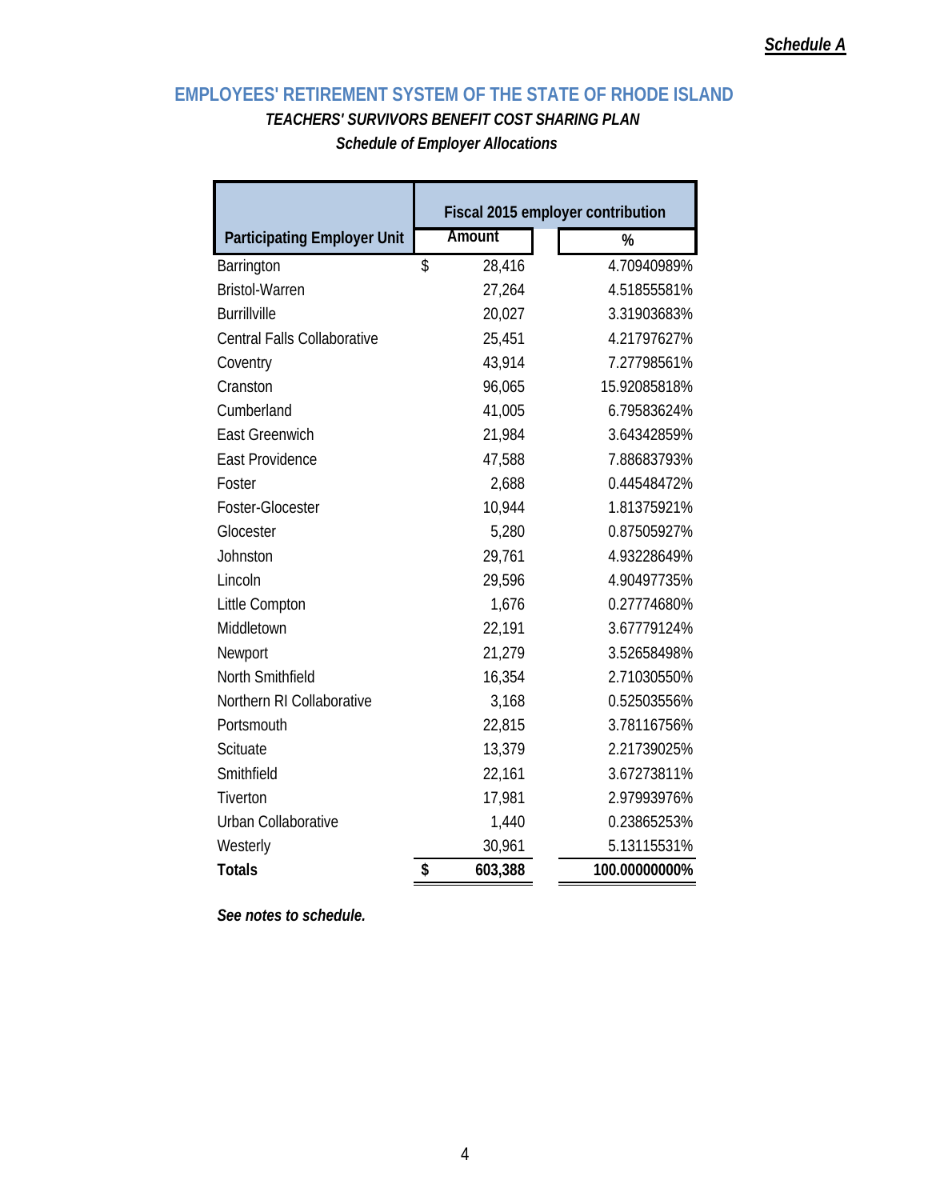*Schedule A*

# EMPLOYEES' RETIREMENT SYSTEM OF THE STATE OF RHODE ISLAND

***TEACHERS' SURVIVORS BENEFIT COST SHARING PLAN***

***Schedule of Employer Allocations***

| Participating Employer Unit | Fiscal 2015 employer contribution | |
|---|---|---|
| | Amount | % |
| Barrington | $ 28,416 | 4.70940989% |
| Bristol-Warren | 27,264 | 4.51855581% |
| Burrillville | 20,027 | 3.31903683% |
| Central Falls Collaborative | 25,451 | 4.21797627% |
| Coventry | 43,914 | 7.27798561% |
| Cranston | 96,065 | 15.92085818% |
| Cumberland | 41,005 | 6.79583624% |
| East Greenwich | 21,984 | 3.64342859% |
| East Providence | 47,588 | 7.88683793% |
| Foster | 2,688 | 0.44548472% |
| Foster-Glocester | 10,944 | 1.81375921% |
| Glocester | 5,280 | 0.87505927% |
| Johnston | 29,761 | 4.93228649% |
| Lincoln | 29,596 | 4.90497735% |
| Little Compton | 1,676 | 0.27774680% |
| Middletown | 22,191 | 3.67779124% |
| Newport | 21,279 | 3.52658498% |
| North Smithfield | 16,354 | 2.71030550% |
| Northern RI Collaborative | 3,168 | 0.52503556% |
| Portsmouth | 22,815 | 3.78116756% |
| Scituate | 13,379 | 2.21739025% |
| Smithfield | 22,161 | 3.67273811% |
| Tiverton | 17,981 | 2.97993976% |
| Urban Collaborative | 1,440 | 0.23865253% |
| Westerly | 30,961 | 5.13115531% |
| **Totals** | **$ 603,388** | **100.00000000%** |

***See notes to schedule.***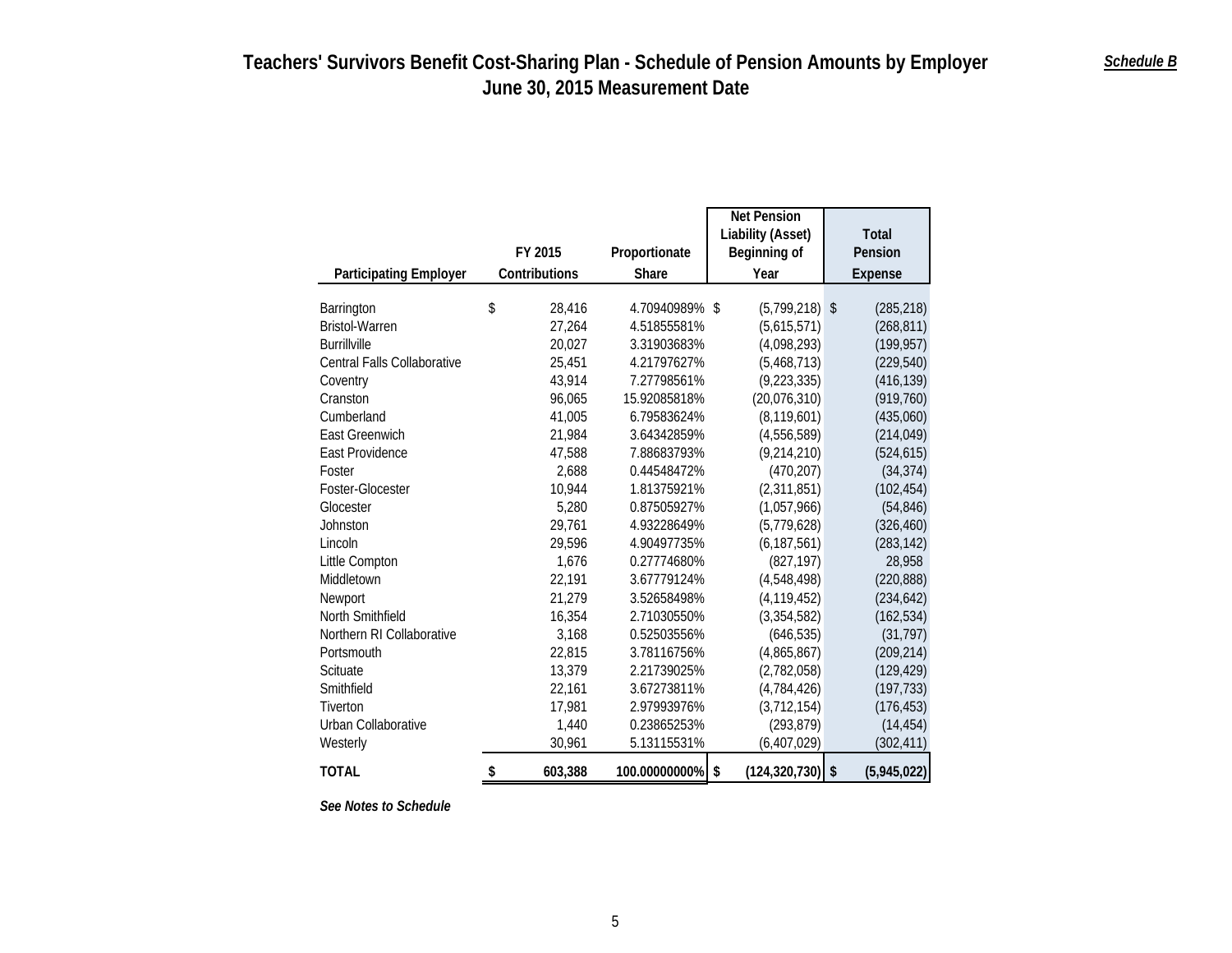# Teachers' Survivors Benefit Cost-Sharing Plan - Schedule of Pension Amounts by Employer
## June 30, 2015 Measurement Date

***Schedule B***

| Participating Employer | FY 2015 Contributions | Proportionate Share | Net Pension Liability (Asset) Beginning of Year | Total Pension Expense |
|---|---|---|---|---|
| Barrington | $ 28,416 | 4.70940989% | $ (5,799,218) | $ (285,218) |
| Bristol-Warren | 27,264 | 4.51855581% | (5,615,571) | (268,811) |
| Burrillville | 20,027 | 3.31903683% | (4,098,293) | (199,957) |
| Central Falls Collaborative | 25,451 | 4.21797627% | (5,468,713) | (229,540) |
| Coventry | 43,914 | 7.27798561% | (9,223,335) | (416,139) |
| Cranston | 96,065 | 15.92085818% | (20,076,310) | (919,760) |
| Cumberland | 41,005 | 6.79583624% | (8,119,601) | (435,060) |
| East Greenwich | 21,984 | 3.64342859% | (4,556,589) | (214,049) |
| East Providence | 47,588 | 7.88683793% | (9,214,210) | (524,615) |
| Foster | 2,688 | 0.44548472% | (470,207) | (34,374) |
| Foster-Glocester | 10,944 | 1.81375921% | (2,311,851) | (102,454) |
| Glocester | 5,280 | 0.87505927% | (1,057,966) | (54,846) |
| Johnston | 29,761 | 4.93228649% | (5,779,628) | (326,460) |
| Lincoln | 29,596 | 4.90497735% | (6,187,561) | (283,142) |
| Little Compton | 1,676 | 0.27774680% | (827,197) | 28,958 |
| Middletown | 22,191 | 3.67779124% | (4,548,498) | (220,888) |
| Newport | 21,279 | 3.52658498% | (4,119,452) | (234,642) |
| North Smithfield | 16,354 | 2.71030550% | (3,354,582) | (162,534) |
| Northern RI Collaborative | 3,168 | 0.52503556% | (646,535) | (31,797) |
| Portsmouth | 22,815 | 3.78116756% | (4,865,867) | (209,214) |
| Scituate | 13,379 | 2.21739025% | (2,782,058) | (129,429) |
| Smithfield | 22,161 | 3.67273811% | (4,784,426) | (197,733) |
| Tiverton | 17,981 | 2.97993976% | (3,712,154) | (176,453) |
| Urban Collaborative | 1,440 | 0.23865253% | (293,879) | (14,454) |
| Westerly | 30,961 | 5.13115531% | (6,407,029) | (302,411) |
| **TOTAL** | **$ 603,388** | **100.00000000%** | **$ (124,320,730)** | **$ (5,945,022)** |

***See Notes to Schedule***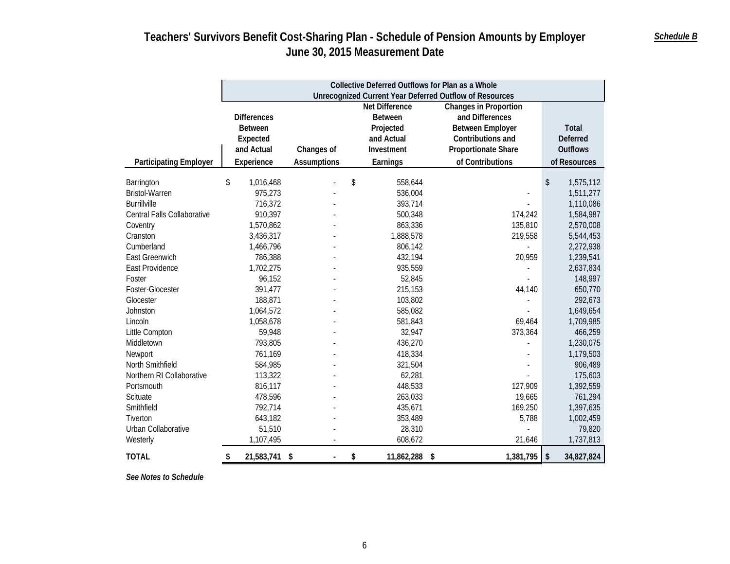# Teachers' Survivors Benefit Cost-Sharing Plan - Schedule of Pension Amounts by Employer

## June 30, 2015 Measurement Date

*Schedule B*

| | Collective Deferred Outflows for Plan as a Whole<br>Unrecognized Current Year Deferred Outflow of Resources | | | | |
|---|---|---|---|---|---|
| **Participating Employer** | **Differences Between Expected and Actual Experience** | **Changes of Assumptions** | **Net Difference Between Projected and Actual Investment Earnings** | **Changes in Proportion and Differences Between Employer Contributions and Proportionate Share of Contributions** | **Total Deferred Outflows of Resources** |
| Barrington | $ 1,016,468 | - | $ 558,644 | | $ 1,575,112 |
| Bristol-Warren | 975,273 | - | 536,004 | - | 1,511,277 |
| Burrillville | 716,372 | - | 393,714 | - | 1,110,086 |
| Central Falls Collaborative | 910,397 | - | 500,348 | 174,242 | 1,584,987 |
| Coventry | 1,570,862 | - | 863,336 | 135,810 | 2,570,008 |
| Cranston | 3,436,317 | - | 1,888,578 | 219,558 | 5,544,453 |
| Cumberland | 1,466,796 | - | 806,142 | - | 2,272,938 |
| East Greenwich | 786,388 | - | 432,194 | 20,959 | 1,239,541 |
| East Providence | 1,702,275 | - | 935,559 | - | 2,637,834 |
| Foster | 96,152 | - | 52,845 | - | 148,997 |
| Foster-Glocester | 391,477 | - | 215,153 | 44,140 | 650,770 |
| Glocester | 188,871 | - | 103,802 | - | 292,673 |
| Johnston | 1,064,572 | - | 585,082 | - | 1,649,654 |
| Lincoln | 1,058,678 | - | 581,843 | 69,464 | 1,709,985 |
| Little Compton | 59,948 | - | 32,947 | 373,364 | 466,259 |
| Middletown | 793,805 | - | 436,270 | - | 1,230,075 |
| Newport | 761,169 | - | 418,334 | - | 1,179,503 |
| North Smithfield | 584,985 | - | 321,504 | - | 906,489 |
| Northern RI Collaborative | 113,322 | - | 62,281 | - | 175,603 |
| Portsmouth | 816,117 | - | 448,533 | 127,909 | 1,392,559 |
| Scituate | 478,596 | - | 263,033 | 19,665 | 761,294 |
| Smithfield | 792,714 | - | 435,671 | 169,250 | 1,397,635 |
| Tiverton | 643,182 | - | 353,489 | 5,788 | 1,002,459 |
| Urban Collaborative | 51,510 | - | 28,310 | - | 79,820 |
| Westerly | 1,107,495 | - | 608,672 | 21,646 | 1,737,813 |
| **TOTAL** | **$ 21,583,741** | **$ -** | **$ 11,862,288** | **$ 1,381,795** | **$ 34,827,824** |

***See Notes to Schedule***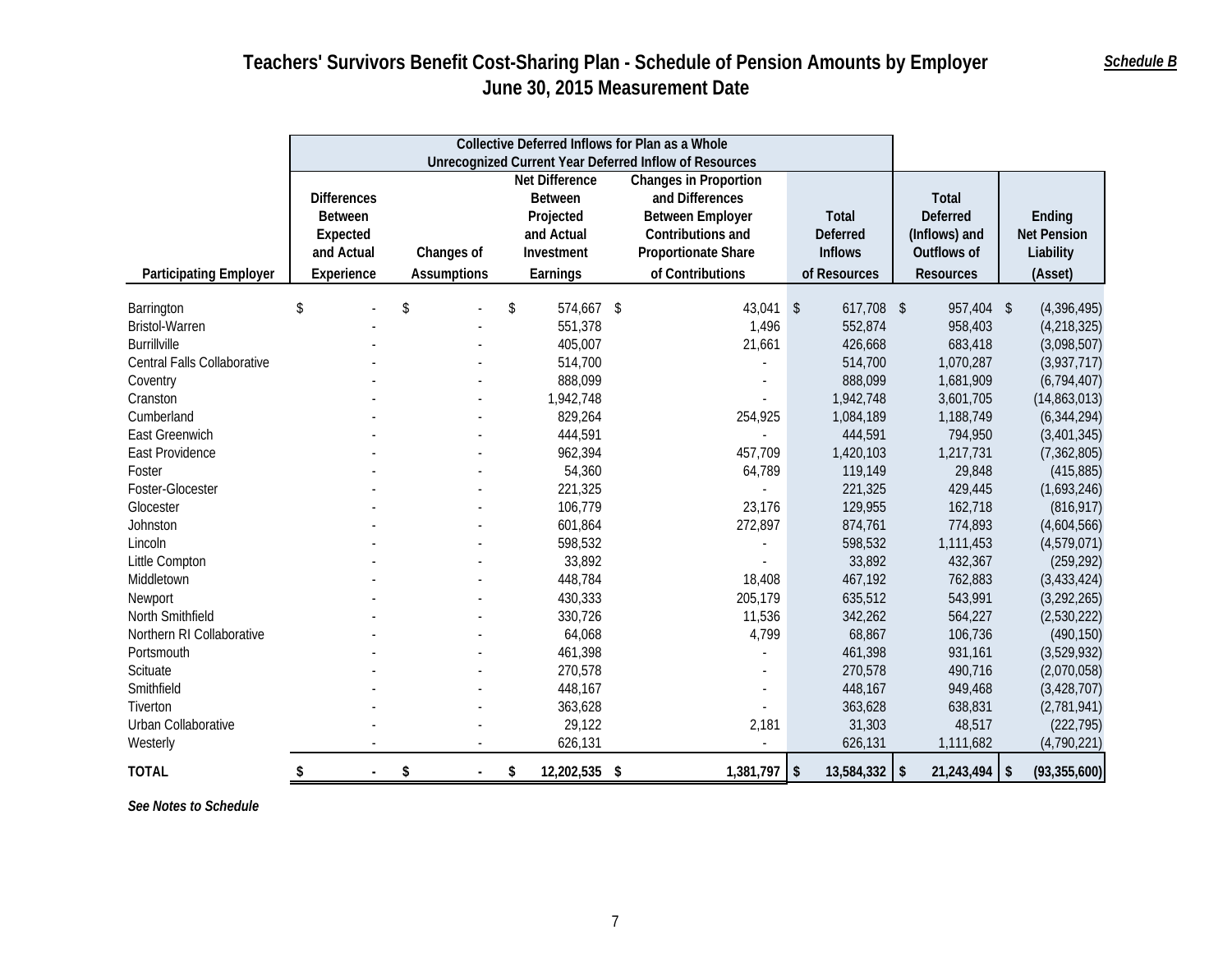# Teachers' Survivors Benefit Cost-Sharing Plan - Schedule of Pension Amounts by Employer
## June 30, 2015 Measurement Date

*Schedule B*

| | Collective Deferred Inflows for Plan as a Whole Unrecognized Current Year Deferred Inflow of Resources | | | | | | |
|---|---|---|---|---|---|---|---|
| Participating Employer | Differences Between Expected and Actual Experience | Changes of Assumptions | Net Difference Between Projected and Actual Investment Earnings | Changes in Proportion and Differences Between Employer Contributions and Proportionate Share of Contributions | Total Deferred Inflows of Resources | Total Deferred (Inflows) and Outflows of Resources | Ending Net Pension Liability (Asset) |
| Barrington | $ - | $ - | $ 574,667 | $ 43,041 | $ 617,708 | $ 957,404 | $ (4,396,495) |
| Bristol-Warren | - | - | 551,378 | 1,496 | 552,874 | 958,403 | (4,218,325) |
| Burrillville | - | - | 405,007 | 21,661 | 426,668 | 683,418 | (3,098,507) |
| Central Falls Collaborative | - | - | 514,700 | - | 514,700 | 1,070,287 | (3,937,717) |
| Coventry | - | - | 888,099 | - | 888,099 | 1,681,909 | (6,794,407) |
| Cranston | - | - | 1,942,748 | - | 1,942,748 | 3,601,705 | (14,863,013) |
| Cumberland | - | - | 829,264 | 254,925 | 1,084,189 | 1,188,749 | (6,344,294) |
| East Greenwich | - | - | 444,591 | - | 444,591 | 794,950 | (3,401,345) |
| East Providence | - | - | 962,394 | 457,709 | 1,420,103 | 1,217,731 | (7,362,805) |
| Foster | - | - | 54,360 | 64,789 | 119,149 | 29,848 | (415,885) |
| Foster-Glocester | - | - | 221,325 | - | 221,325 | 429,445 | (1,693,246) |
| Glocester | - | - | 106,779 | 23,176 | 129,955 | 162,718 | (816,917) |
| Johnston | - | - | 601,864 | 272,897 | 874,761 | 774,893 | (4,604,566) |
| Lincoln | - | - | 598,532 | - | 598,532 | 1,111,453 | (4,579,071) |
| Little Compton | - | - | 33,892 | - | 33,892 | 432,367 | (259,292) |
| Middletown | - | - | 448,784 | 18,408 | 467,192 | 762,883 | (3,433,424) |
| Newport | - | - | 430,333 | 205,179 | 635,512 | 543,991 | (3,292,265) |
| North Smithfield | - | - | 330,726 | 11,536 | 342,262 | 564,227 | (2,530,222) |
| Northern RI Collaborative | - | - | 64,068 | 4,799 | 68,867 | 106,736 | (490,150) |
| Portsmouth | - | - | 461,398 | - | 461,398 | 931,161 | (3,529,932) |
| Scituate | - | - | 270,578 | - | 270,578 | 490,716 | (2,070,058) |
| Smithfield | - | - | 448,167 | - | 448,167 | 949,468 | (3,428,707) |
| Tiverton | - | - | 363,628 | - | 363,628 | 638,831 | (2,781,941) |
| Urban Collaborative | - | - | 29,122 | 2,181 | 31,303 | 48,517 | (222,795) |
| Westerly | - | - | 626,131 | - | 626,131 | 1,111,682 | (4,790,221) |
| **TOTAL** | **$ -** | **$ -** | **$ 12,202,535** | **$ 1,381,797** | **$ 13,584,332** | **$ 21,243,494** | **$ (93,355,600)** |

***See Notes to Schedule***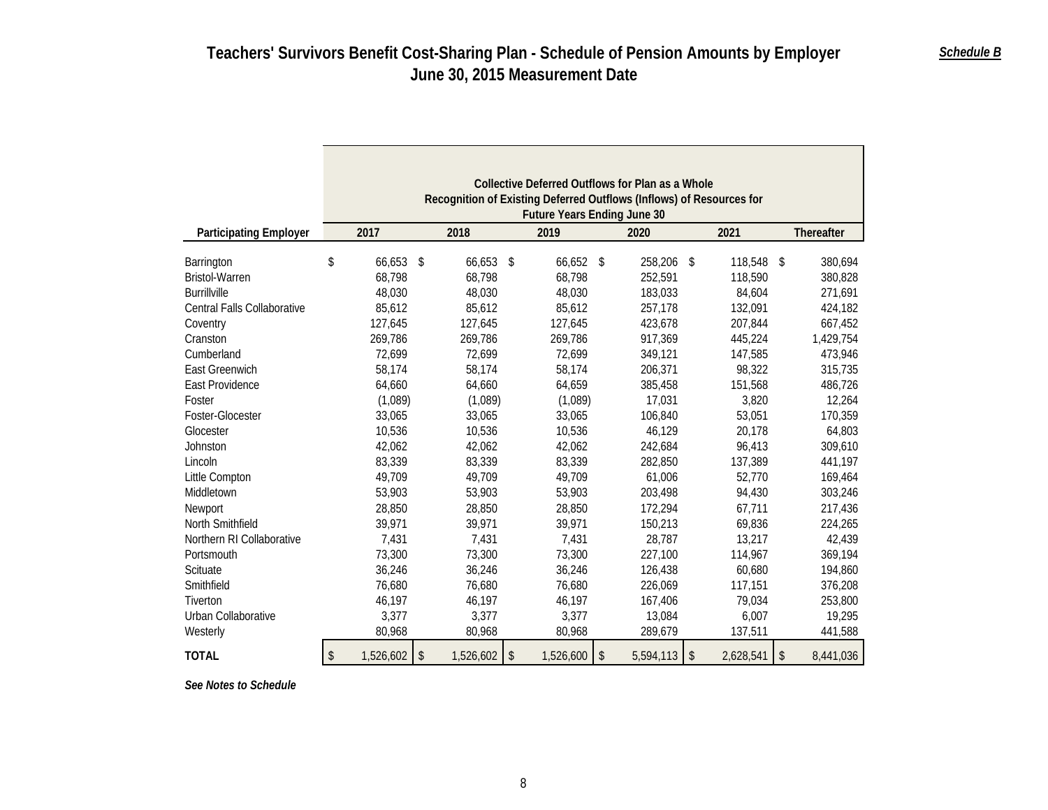# Teachers' Survivors Benefit Cost-Sharing Plan - Schedule of Pension Amounts by Employer
## June 30, 2015 Measurement Date

***Schedule B***

| | Collective Deferred Outflows for Plan as a Whole Recognition of Existing Deferred Outflows (Inflows) of Resources for Future Years Ending June 30 | | | | | |
|---|---|---|---|---|---|---|
| **Participating Employer** | **2017** | **2018** | **2019** | **2020** | **2021** | **Thereafter** |
| Barrington | $ 66,653 | $ 66,653 | $ 66,652 | $ 258,206 | $ 118,548 | $ 380,694 |
| Bristol-Warren | 68,798 | 68,798 | 68,798 | 252,591 | 118,590 | 380,828 |
| Burrillville | 48,030 | 48,030 | 48,030 | 183,033 | 84,604 | 271,691 |
| Central Falls Collaborative | 85,612 | 85,612 | 85,612 | 257,178 | 132,091 | 424,182 |
| Coventry | 127,645 | 127,645 | 127,645 | 423,678 | 207,844 | 667,452 |
| Cranston | 269,786 | 269,786 | 269,786 | 917,369 | 445,224 | 1,429,754 |
| Cumberland | 72,699 | 72,699 | 72,699 | 349,121 | 147,585 | 473,946 |
| East Greenwich | 58,174 | 58,174 | 58,174 | 206,371 | 98,322 | 315,735 |
| East Providence | 64,660 | 64,660 | 64,659 | 385,458 | 151,568 | 486,726 |
| Foster | (1,089) | (1,089) | (1,089) | 17,031 | 3,820 | 12,264 |
| Foster-Glocester | 33,065 | 33,065 | 33,065 | 106,840 | 53,051 | 170,359 |
| Glocester | 10,536 | 10,536 | 10,536 | 46,129 | 20,178 | 64,803 |
| Johnston | 42,062 | 42,062 | 42,062 | 242,684 | 96,413 | 309,610 |
| Lincoln | 83,339 | 83,339 | 83,339 | 282,850 | 137,389 | 441,197 |
| Little Compton | 49,709 | 49,709 | 49,709 | 61,006 | 52,770 | 169,464 |
| Middletown | 53,903 | 53,903 | 53,903 | 203,498 | 94,430 | 303,246 |
| Newport | 28,850 | 28,850 | 28,850 | 172,294 | 67,711 | 217,436 |
| North Smithfield | 39,971 | 39,971 | 39,971 | 150,213 | 69,836 | 224,265 |
| Northern RI Collaborative | 7,431 | 7,431 | 7,431 | 28,787 | 13,217 | 42,439 |
| Portsmouth | 73,300 | 73,300 | 73,300 | 227,100 | 114,967 | 369,194 |
| Scituate | 36,246 | 36,246 | 36,246 | 126,438 | 60,680 | 194,860 |
| Smithfield | 76,680 | 76,680 | 76,680 | 226,069 | 117,151 | 376,208 |
| Tiverton | 46,197 | 46,197 | 46,197 | 167,406 | 79,034 | 253,800 |
| Urban Collaborative | 3,377 | 3,377 | 3,377 | 13,084 | 6,007 | 19,295 |
| Westerly | 80,968 | 80,968 | 80,968 | 289,679 | 137,511 | 441,588 |
| **TOTAL** | $ 1,526,602 | $ 1,526,602 | $ 1,526,600 | $ 5,594,113 | $ 2,628,541 | $ 8,441,036 |

***See Notes to Schedule***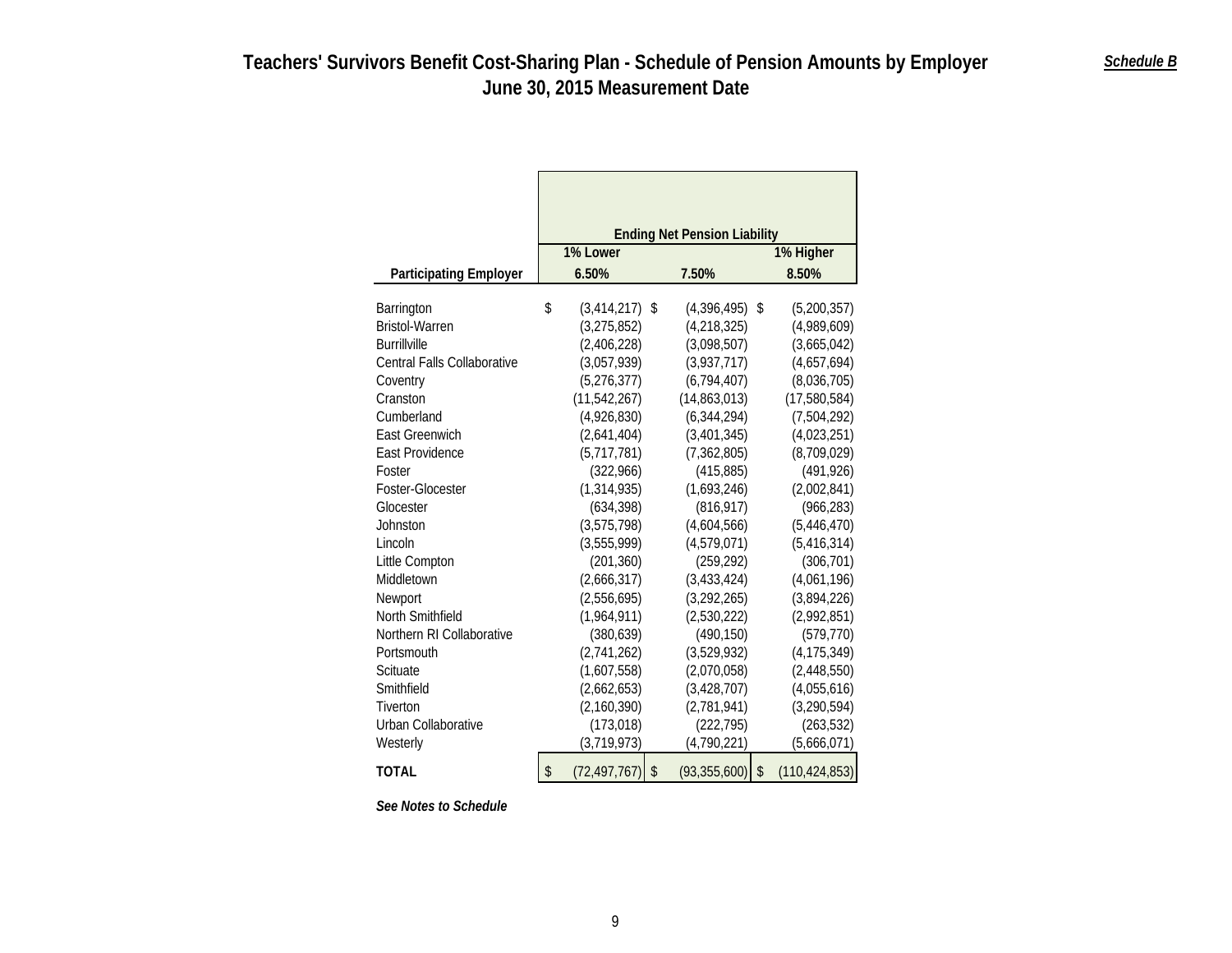# Teachers' Survivors Benefit Cost-Sharing Plan - Schedule of Pension Amounts by Employer
## June 30, 2015 Measurement Date

***Schedule B***

| | Ending Net Pension Liability | | |
|---|---|---|---|
| | 1% Lower | | 1% Higher |
| **Participating Employer** | **6.50%** | **7.50%** | **8.50%** |
| Barrington | $ (3,414,217) | $ (4,396,495) | $ (5,200,357) |
| Bristol-Warren | (3,275,852) | (4,218,325) | (4,989,609) |
| Burrillville | (2,406,228) | (3,098,507) | (3,665,042) |
| Central Falls Collaborative | (3,057,939) | (3,937,717) | (4,657,694) |
| Coventry | (5,276,377) | (6,794,407) | (8,036,705) |
| Cranston | (11,542,267) | (14,863,013) | (17,580,584) |
| Cumberland | (4,926,830) | (6,344,294) | (7,504,292) |
| East Greenwich | (2,641,404) | (3,401,345) | (4,023,251) |
| East Providence | (5,717,781) | (7,362,805) | (8,709,029) |
| Foster | (322,966) | (415,885) | (491,926) |
| Foster-Glocester | (1,314,935) | (1,693,246) | (2,002,841) |
| Glocester | (634,398) | (816,917) | (966,283) |
| Johnston | (3,575,798) | (4,604,566) | (5,446,470) |
| Lincoln | (3,555,999) | (4,579,071) | (5,416,314) |
| Little Compton | (201,360) | (259,292) | (306,701) |
| Middletown | (2,666,317) | (3,433,424) | (4,061,196) |
| Newport | (2,556,695) | (3,292,265) | (3,894,226) |
| North Smithfield | (1,964,911) | (2,530,222) | (2,992,851) |
| Northern RI Collaborative | (380,639) | (490,150) | (579,770) |
| Portsmouth | (2,741,262) | (3,529,932) | (4,175,349) |
| Scituate | (1,607,558) | (2,070,058) | (2,448,550) |
| Smithfield | (2,662,653) | (3,428,707) | (4,055,616) |
| Tiverton | (2,160,390) | (2,781,941) | (3,290,594) |
| Urban Collaborative | (173,018) | (222,795) | (263,532) |
| Westerly | (3,719,973) | (4,790,221) | (5,666,071) |
| **TOTAL** | $ (72,497,767) | $ (93,355,600) | $ (110,424,853) |

***See Notes to Schedule***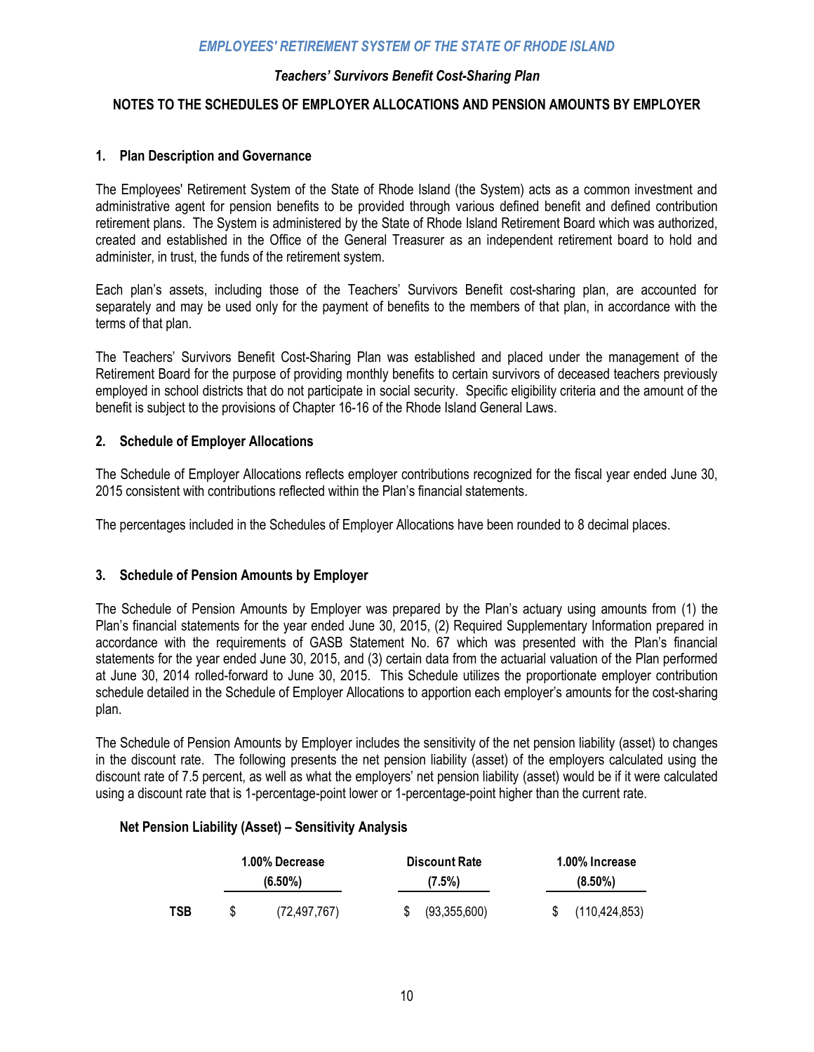# *EMPLOYEES' RETIREMENT SYSTEM OF THE STATE OF RHODE ISLAND*

## *Teachers' Survivors Benefit Cost-Sharing Plan*

## NOTES TO THE SCHEDULES OF EMPLOYER ALLOCATIONS AND PENSION AMOUNTS BY EMPLOYER

### 1. Plan Description and Governance

The Employees' Retirement System of the State of Rhode Island (the System) acts as a common investment and administrative agent for pension benefits to be provided through various defined benefit and defined contribution retirement plans. The System is administered by the State of Rhode Island Retirement Board which was authorized, created and established in the Office of the General Treasurer as an independent retirement board to hold and administer, in trust, the funds of the retirement system.

Each plan's assets, including those of the Teachers' Survivors Benefit cost-sharing plan, are accounted for separately and may be used only for the payment of benefits to the members of that plan, in accordance with the terms of that plan.

The Teachers' Survivors Benefit Cost-Sharing Plan was established and placed under the management of the Retirement Board for the purpose of providing monthly benefits to certain survivors of deceased teachers previously employed in school districts that do not participate in social security. Specific eligibility criteria and the amount of the benefit is subject to the provisions of Chapter 16-16 of the Rhode Island General Laws.

### 2. Schedule of Employer Allocations

The Schedule of Employer Allocations reflects employer contributions recognized for the fiscal year ended June 30, 2015 consistent with contributions reflected within the Plan's financial statements.

The percentages included in the Schedules of Employer Allocations have been rounded to 8 decimal places.

### 3. Schedule of Pension Amounts by Employer

The Schedule of Pension Amounts by Employer was prepared by the Plan's actuary using amounts from (1) the Plan's financial statements for the year ended June 30, 2015, (2) Required Supplementary Information prepared in accordance with the requirements of GASB Statement No. 67 which was presented with the Plan's financial statements for the year ended June 30, 2015, and (3) certain data from the actuarial valuation of the Plan performed at June 30, 2014 rolled-forward to June 30, 2015. This Schedule utilizes the proportionate employer contribution schedule detailed in the Schedule of Employer Allocations to apportion each employer's amounts for the cost-sharing plan.

The Schedule of Pension Amounts by Employer includes the sensitivity of the net pension liability (asset) to changes in the discount rate. The following presents the net pension liability (asset) of the employers calculated using the discount rate of 7.5 percent, as well as what the employers' net pension liability (asset) would be if it were calculated using a discount rate that is 1-percentage-point lower or 1-percentage-point higher than the current rate.

**Net Pension Liability (Asset) – Sensitivity Analysis**

| | 1.00% Decrease (6.50%) | Discount Rate (7.5%) | 1.00% Increase (8.50%) |
|---|---|---|---|
| **TSB** | $ (72,497,767) | $ (93,355,600) | $ (110,424,853) |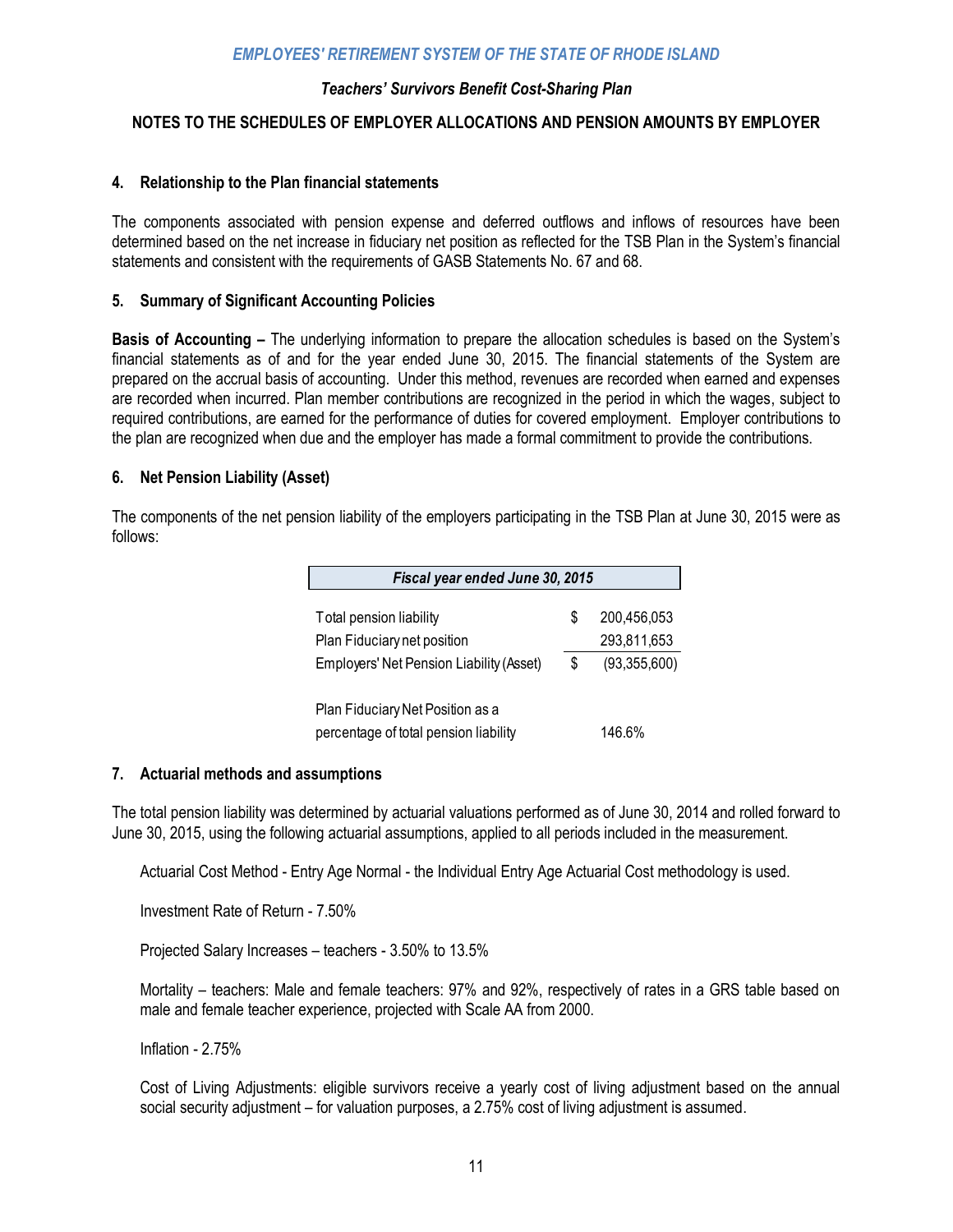# NOTES TO THE SCHEDULES OF EMPLOYER ALLOCATIONS AND PENSION AMOUNTS BY EMPLOYER

## 4. Relationship to the Plan financial statements

The components associated with pension expense and deferred outflows and inflows of resources have been determined based on the net increase in fiduciary net position as reflected for the TSB Plan in the System's financial statements and consistent with the requirements of GASB Statements No. 67 and 68.

## 5. Summary of Significant Accounting Policies

**Basis of Accounting –** The underlying information to prepare the allocation schedules is based on the System's financial statements as of and for the year ended June 30, 2015. The financial statements of the System are prepared on the accrual basis of accounting. Under this method, revenues are recorded when earned and expenses are recorded when incurred. Plan member contributions are recognized in the period in which the wages, subject to required contributions, are earned for the performance of duties for covered employment. Employer contributions to the plan are recognized when due and the employer has made a formal commitment to provide the contributions.

## 6. Net Pension Liability (Asset)

The components of the net pension liability of the employers participating in the TSB Plan at June 30, 2015 were as follows:

| | *Fiscal year ended June 30, 2015* | |
|---|---|---|
| Total pension liability | $ | 200,456,053 |
| Plan Fiduciary net position | | 293,811,653 |
| Employers' Net Pension Liability (Asset) | $ | (93,355,600) |
| | | |
| Plan Fiduciary Net Position as a percentage of total pension liability | | 146.6% |

## 7. Actuarial methods and assumptions

The total pension liability was determined by actuarial valuations performed as of June 30, 2014 and rolled forward to June 30, 2015, using the following actuarial assumptions, applied to all periods included in the measurement.

Actuarial Cost Method - Entry Age Normal - the Individual Entry Age Actuarial Cost methodology is used.

Investment Rate of Return - 7.50%

Projected Salary Increases – teachers - 3.50% to 13.5%

Mortality – teachers: Male and female teachers: 97% and 92%, respectively of rates in a GRS table based on male and female teacher experience, projected with Scale AA from 2000.

Inflation - 2.75%

Cost of Living Adjustments: eligible survivors receive a yearly cost of living adjustment based on the annual social security adjustment – for valuation purposes, a 2.75% cost of living adjustment is assumed.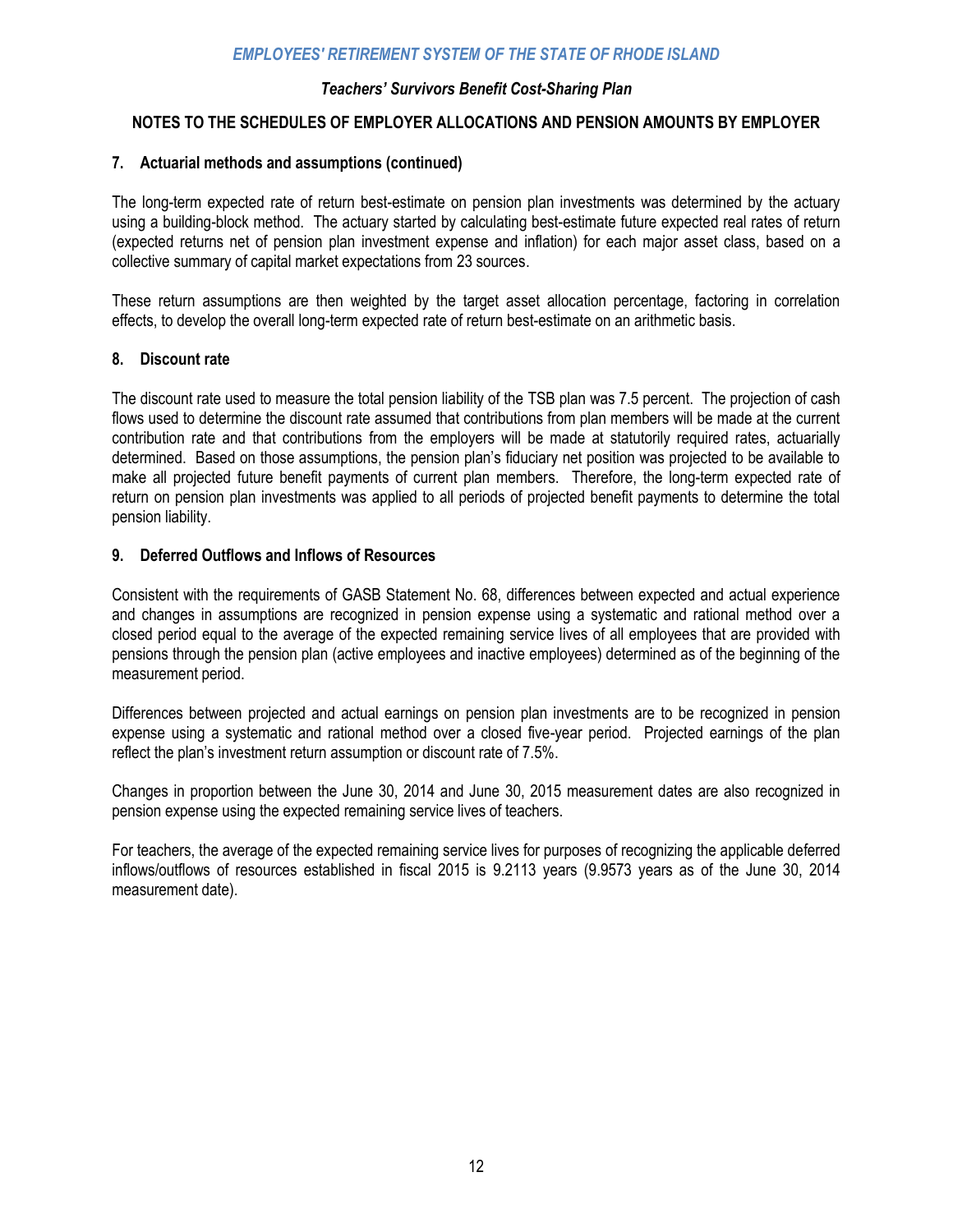## 7. Actuarial methods and assumptions (continued)

The long-term expected rate of return best-estimate on pension plan investments was determined by the actuary using a building-block method. The actuary started by calculating best-estimate future expected real rates of return (expected returns net of pension plan investment expense and inflation) for each major asset class, based on a collective summary of capital market expectations from 23 sources.

These return assumptions are then weighted by the target asset allocation percentage, factoring in correlation effects, to develop the overall long-term expected rate of return best-estimate on an arithmetic basis.

## 8. Discount rate

The discount rate used to measure the total pension liability of the TSB plan was 7.5 percent. The projection of cash flows used to determine the discount rate assumed that contributions from plan members will be made at the current contribution rate and that contributions from the employers will be made at statutorily required rates, actuarially determined. Based on those assumptions, the pension plan's fiduciary net position was projected to be available to make all projected future benefit payments of current plan members. Therefore, the long-term expected rate of return on pension plan investments was applied to all periods of projected benefit payments to determine the total pension liability.

## 9. Deferred Outflows and Inflows of Resources

Consistent with the requirements of GASB Statement No. 68, differences between expected and actual experience and changes in assumptions are recognized in pension expense using a systematic and rational method over a closed period equal to the average of the expected remaining service lives of all employees that are provided with pensions through the pension plan (active employees and inactive employees) determined as of the beginning of the measurement period.

Differences between projected and actual earnings on pension plan investments are to be recognized in pension expense using a systematic and rational method over a closed five-year period. Projected earnings of the plan reflect the plan's investment return assumption or discount rate of 7.5%.

Changes in proportion between the June 30, 2014 and June 30, 2015 measurement dates are also recognized in pension expense using the expected remaining service lives of teachers.

For teachers, the average of the expected remaining service lives for purposes of recognizing the applicable deferred inflows/outflows of resources established in fiscal 2015 is 9.2113 years (9.9573 years as of the June 30, 2014 measurement date).